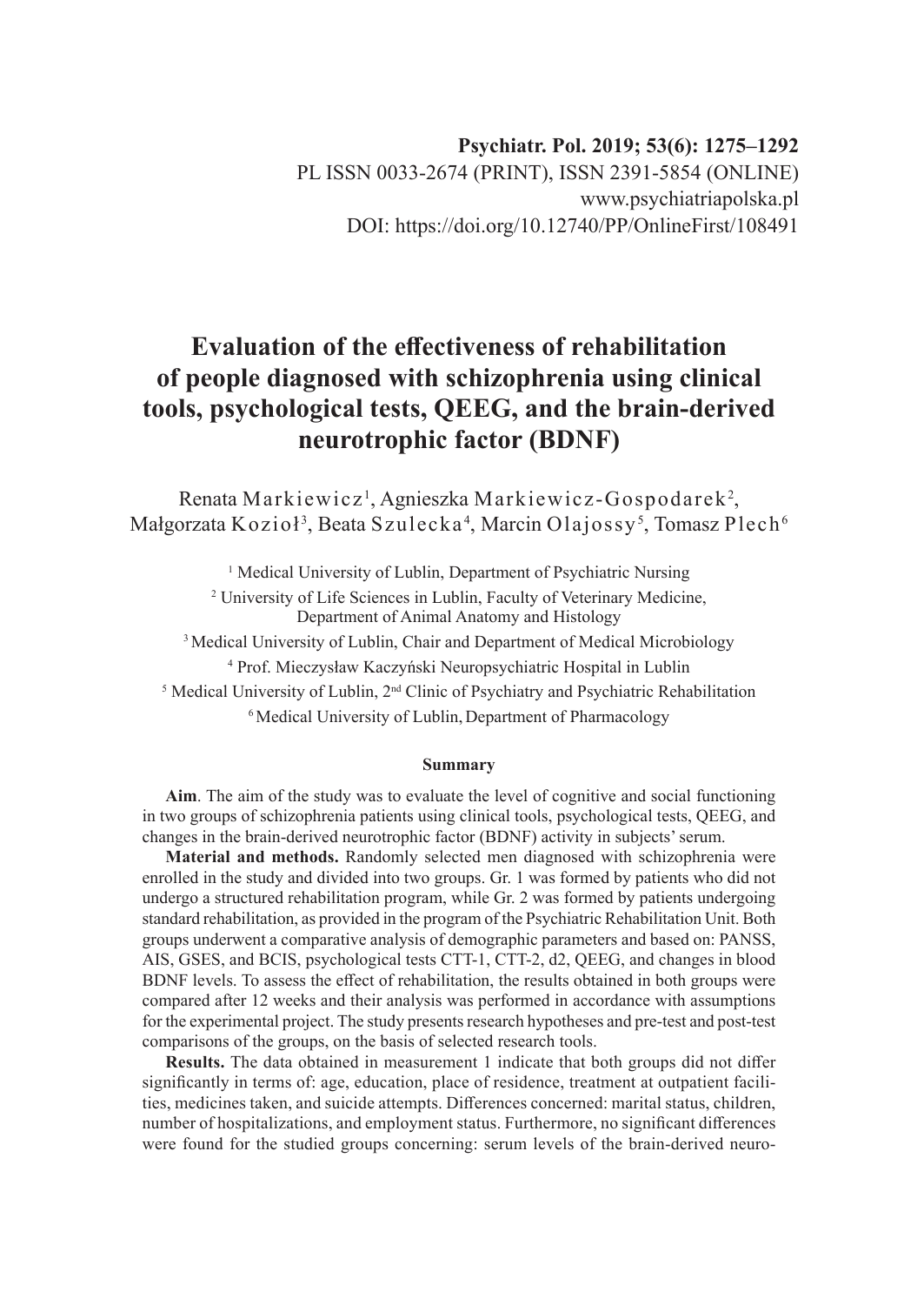Psychiatr. Pol. 2019; 53(6): 1275–1292

PL ISSN 0033-2674 (PRINT), ISSN 2391-5854 (ONLINE)

www.psychiatriapolska.pl

DOI: https://doi.org/10.12740/PP/OnlineFirst/108491

# Evaluation of the effectiveness of rehabilitation of people diagnosed with schizophrenia using clinical tools, psychological tests, QEEG, and the brain-derived neurotrophic factor (BDNF)

Renata Markiewicz[1], Agnieszka Markiewicz-Gospodarek[2], Małgorzata Kozioł[3], Beata Szulecka[4], Marcin Olajossy[5], Tomasz Plech[6]

[1] Medical University of Lublin, Department of Psychiatric Nursing

[2] University of Life Sciences in Lublin, Faculty of Veterinary Medicine, Department of Animal Anatomy and Histology

[3] Medical University of Lublin, Chair and Department of Medical Microbiology

[4] Prof. Mieczysław Kaczyński Neuropsychiatric Hospital in Lublin

[5] Medical University of Lublin, 2nd Clinic of Psychiatry and Psychiatric Rehabilitation

[6] Medical University of Lublin, Department of Pharmacology

### Summary

**Aim**. The aim of the study was to evaluate the level of cognitive and social functioning in two groups of schizophrenia patients using clinical tools, psychological tests, QEEG, and changes in the brain-derived neurotrophic factor (BDNF) activity in subjects' serum.

**Material and methods.** Randomly selected men diagnosed with schizophrenia were enrolled in the study and divided into two groups. Gr. 1 was formed by patients who did not undergo a structured rehabilitation program, while Gr. 2 was formed by patients undergoing standard rehabilitation, as provided in the program of the Psychiatric Rehabilitation Unit. Both groups underwent a comparative analysis of demographic parameters and based on: PANSS, AIS, GSES, and BCIS, psychological tests CTT-1, CTT-2, d2, QEEG, and changes in blood BDNF levels. To assess the effect of rehabilitation, the results obtained in both groups were compared after 12 weeks and their analysis was performed in accordance with assumptions for the experimental project. The study presents research hypotheses and pre-test and post-test comparisons of the groups, on the basis of selected research tools.

**Results.** The data obtained in measurement 1 indicate that both groups did not differ significantly in terms of: age, education, place of residence, treatment at outpatient facilities, medicines taken, and suicide attempts. Differences concerned: marital status, children, number of hospitalizations, and employment status. Furthermore, no significant differences were found for the studied groups concerning: serum levels of the brain-derived neuro-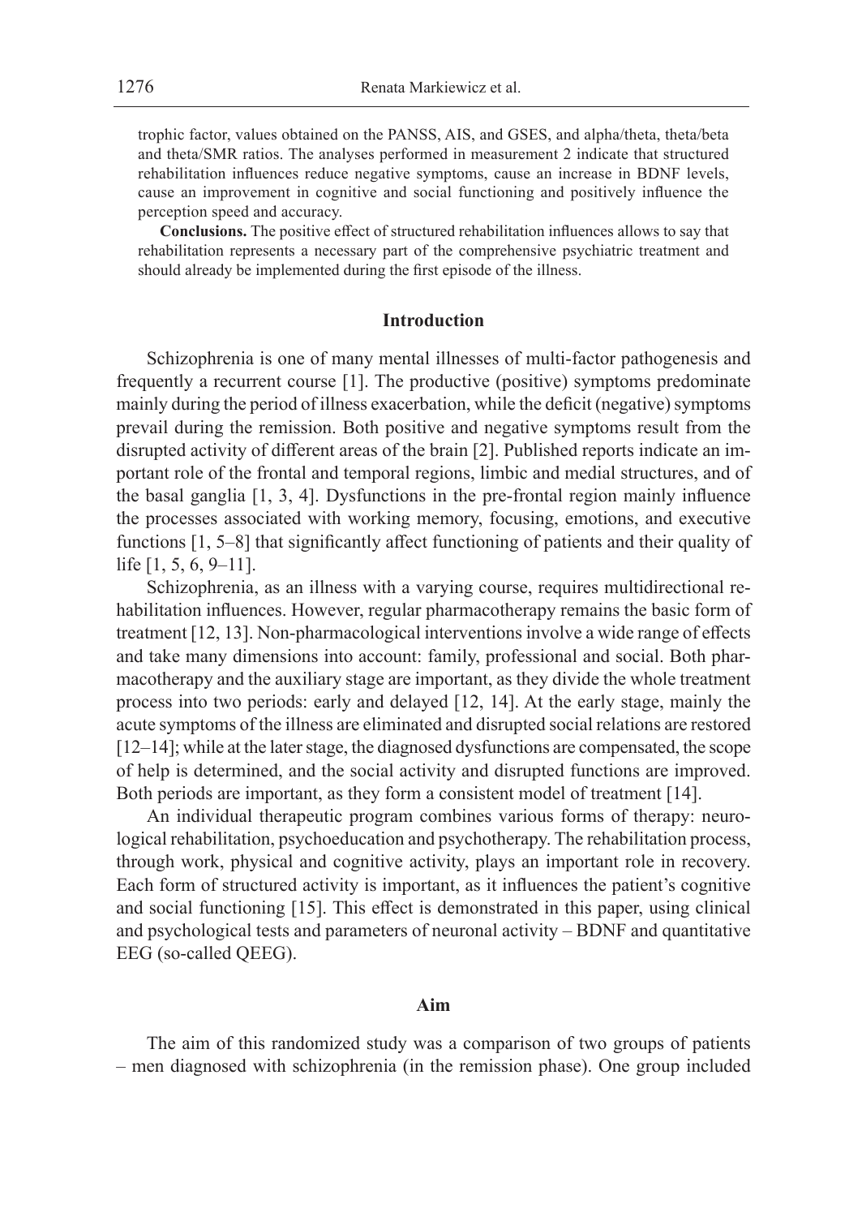trophic factor, values obtained on the PANSS, AIS, and GSES, and alpha/theta, theta/beta and theta/SMR ratios. The analyses performed in measurement 2 indicate that structured rehabilitation influences reduce negative symptoms, cause an increase in BDNF levels, cause an improvement in cognitive and social functioning and positively influence the perception speed and accuracy.

**Conclusions.** The positive effect of structured rehabilitation influences allows to say that rehabilitation represents a necessary part of the comprehensive psychiatric treatment and should already be implemented during the first episode of the illness.

## Introduction

Schizophrenia is one of many mental illnesses of multi-factor pathogenesis and frequently a recurrent course [1]. The productive (positive) symptoms predominate mainly during the period of illness exacerbation, while the deficit (negative) symptoms prevail during the remission. Both positive and negative symptoms result from the disrupted activity of different areas of the brain [2]. Published reports indicate an important role of the frontal and temporal regions, limbic and medial structures, and of the basal ganglia [1, 3, 4]. Dysfunctions in the pre-frontal region mainly influence the processes associated with working memory, focusing, emotions, and executive functions [1, 5–8] that significantly affect functioning of patients and their quality of life [1, 5, 6, 9–11].

Schizophrenia, as an illness with a varying course, requires multidirectional rehabilitation influences. However, regular pharmacotherapy remains the basic form of treatment [12, 13]. Non-pharmacological interventions involve a wide range of effects and take many dimensions into account: family, professional and social. Both pharmacotherapy and the auxiliary stage are important, as they divide the whole treatment process into two periods: early and delayed [12, 14]. At the early stage, mainly the acute symptoms of the illness are eliminated and disrupted social relations are restored [12–14]; while at the later stage, the diagnosed dysfunctions are compensated, the scope of help is determined, and the social activity and disrupted functions are improved. Both periods are important, as they form a consistent model of treatment [14].

An individual therapeutic program combines various forms of therapy: neurological rehabilitation, psychoeducation and psychotherapy. The rehabilitation process, through work, physical and cognitive activity, plays an important role in recovery. Each form of structured activity is important, as it influences the patient's cognitive and social functioning [15]. This effect is demonstrated in this paper, using clinical and psychological tests and parameters of neuronal activity – BDNF and quantitative EEG (so-called QEEG).

## Aim

The aim of this randomized study was a comparison of two groups of patients – men diagnosed with schizophrenia (in the remission phase). One group included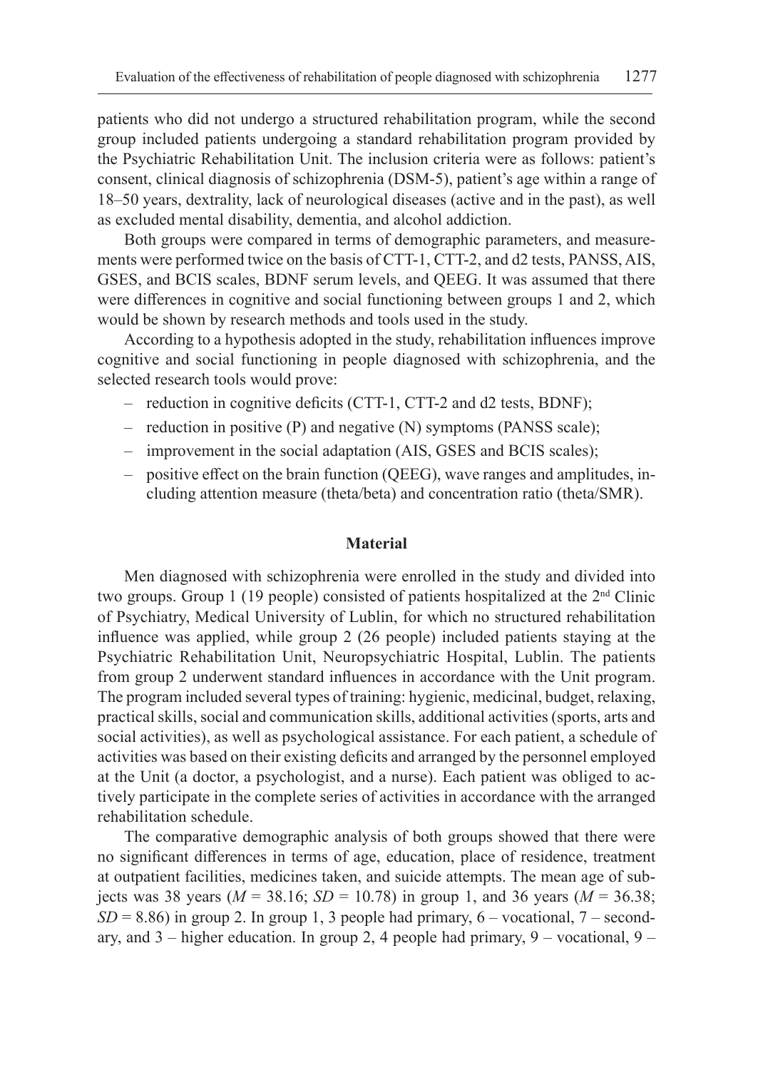patients who did not undergo a structured rehabilitation program, while the second group included patients undergoing a standard rehabilitation program provided by the Psychiatric Rehabilitation Unit. The inclusion criteria were as follows: patient's consent, clinical diagnosis of schizophrenia (DSM-5), patient's age within a range of 18–50 years, dextrality, lack of neurological diseases (active and in the past), as well as excluded mental disability, dementia, and alcohol addiction.

Both groups were compared in terms of demographic parameters, and measurements were performed twice on the basis of CTT-1, CTT-2, and d2 tests, PANSS, AIS, GSES, and BCIS scales, BDNF serum levels, and QEEG. It was assumed that there were differences in cognitive and social functioning between groups 1 and 2, which would be shown by research methods and tools used in the study.

According to a hypothesis adopted in the study, rehabilitation influences improve cognitive and social functioning in people diagnosed with schizophrenia, and the selected research tools would prove:

- reduction in cognitive deficits (CTT-1, CTT-2 and d2 tests, BDNF);
- reduction in positive (P) and negative (N) symptoms (PANSS scale);
- improvement in the social adaptation (AIS, GSES and BCIS scales);
- positive effect on the brain function (QEEG), wave ranges and amplitudes, including attention measure (theta/beta) and concentration ratio (theta/SMR).

## Material

Men diagnosed with schizophrenia were enrolled in the study and divided into two groups. Group 1 (19 people) consisted of patients hospitalized at the 2nd Clinic of Psychiatry, Medical University of Lublin, for which no structured rehabilitation influence was applied, while group 2 (26 people) included patients staying at the Psychiatric Rehabilitation Unit, Neuropsychiatric Hospital, Lublin. The patients from group 2 underwent standard influences in accordance with the Unit program. The program included several types of training: hygienic, medicinal, budget, relaxing, practical skills, social and communication skills, additional activities (sports, arts and social activities), as well as psychological assistance. For each patient, a schedule of activities was based on their existing deficits and arranged by the personnel employed at the Unit (a doctor, a psychologist, and a nurse). Each patient was obliged to actively participate in the complete series of activities in accordance with the arranged rehabilitation schedule.

The comparative demographic analysis of both groups showed that there were no significant differences in terms of age, education, place of residence, treatment at outpatient facilities, medicines taken, and suicide attempts. The mean age of subjects was 38 years ($M = 38.16$; $SD = 10.78$) in group 1, and 36 years ($M = 36.38$; $SD = 8.86$) in group 2. In group 1, 3 people had primary, 6 – vocational, 7 – secondary, and 3 – higher education. In group 2, 4 people had primary, 9 – vocational, 9 –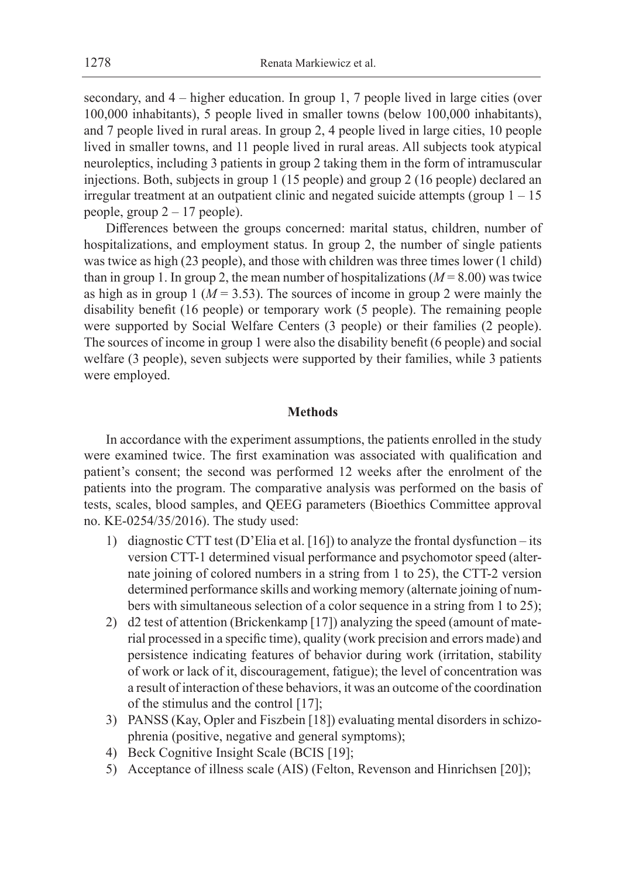secondary, and 4 – higher education. In group 1, 7 people lived in large cities (over 100,000 inhabitants), 5 people lived in smaller towns (below 100,000 inhabitants), and 7 people lived in rural areas. In group 2, 4 people lived in large cities, 10 people lived in smaller towns, and 11 people lived in rural areas. All subjects took atypical neuroleptics, including 3 patients in group 2 taking them in the form of intramuscular injections. Both, subjects in group 1 (15 people) and group 2 (16 people) declared an irregular treatment at an outpatient clinic and negated suicide attempts (group 1 – 15 people, group 2 – 17 people).

Differences between the groups concerned: marital status, children, number of hospitalizations, and employment status. In group 2, the number of single patients was twice as high (23 people), and those with children was three times lower (1 child) than in group 1. In group 2, the mean number of hospitalizations ($M = 8.00$) was twice as high as in group 1 ($M = 3.53$). The sources of income in group 2 were mainly the disability benefit (16 people) or temporary work (5 people). The remaining people were supported by Social Welfare Centers (3 people) or their families (2 people). The sources of income in group 1 were also the disability benefit (6 people) and social welfare (3 people), seven subjects were supported by their families, while 3 patients were employed.

## Methods

In accordance with the experiment assumptions, the patients enrolled in the study were examined twice. The first examination was associated with qualification and patient's consent; the second was performed 12 weeks after the enrolment of the patients into the program. The comparative analysis was performed on the basis of tests, scales, blood samples, and QEEG parameters (Bioethics Committee approval no. KE-0254/35/2016). The study used:

1) diagnostic CTT test (D'Elia et al. [16]) to analyze the frontal dysfunction – its version CTT-1 determined visual performance and psychomotor speed (alternate joining of colored numbers in a string from 1 to 25), the CTT-2 version determined performance skills and working memory (alternate joining of numbers with simultaneous selection of a color sequence in a string from 1 to 25);
2) d2 test of attention (Brickenkamp [17]) analyzing the speed (amount of material processed in a specific time), quality (work precision and errors made) and persistence indicating features of behavior during work (irritation, stability of work or lack of it, discouragement, fatigue); the level of concentration was a result of interaction of these behaviors, it was an outcome of the coordination of the stimulus and the control [17];
3) PANSS (Kay, Opler and Fiszbein [18]) evaluating mental disorders in schizophrenia (positive, negative and general symptoms);
4) Beck Cognitive Insight Scale (BCIS [19];
5) Acceptance of illness scale (AIS) (Felton, Revenson and Hinrichsen [20]);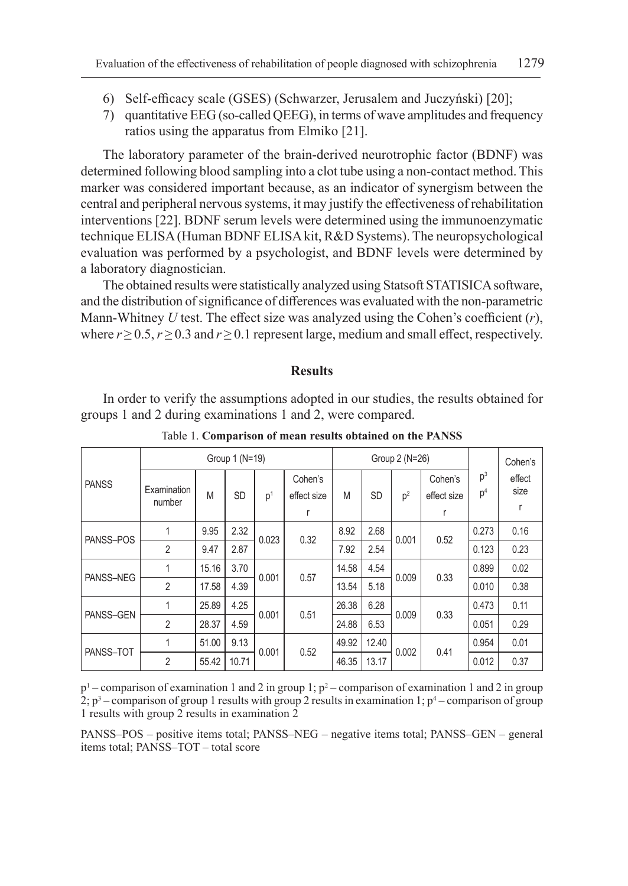6) Self-efficacy scale (GSES) (Schwarzer, Jerusalem and Juczyński) [20];
7) quantitative EEG (so-called QEEG), in terms of wave amplitudes and frequency ratios using the apparatus from Elmiko [21].

The laboratory parameter of the brain-derived neurotrophic factor (BDNF) was determined following blood sampling into a clot tube using a non-contact method. This marker was considered important because, as an indicator of synergism between the central and peripheral nervous systems, it may justify the effectiveness of rehabilitation interventions [22]. BDNF serum levels were determined using the immunoenzymatic technique ELISA (Human BDNF ELISA kit, R&D Systems). The neuropsychological evaluation was performed by a psychologist, and BDNF levels were determined by a laboratory diagnostician.

The obtained results were statistically analyzed using Statsoft STATISICA software, and the distribution of significance of differences was evaluated with the non-parametric Mann-Whitney *U* test. The effect size was analyzed using the Cohen's coefficient ($r$), where $r \geq 0.5$, $r \geq 0.3$ and $r \geq 0.1$ represent large, medium and small effect, respectively.

## Results

In order to verify the assumptions adopted in our studies, the results obtained for groups 1 and 2 during examinations 1 and 2, were compared.

Table 1. **Comparison of mean results obtained on the PANSS**

| PANSS | Group 1 (N=19) | | | | | Group 2 (N=26) | | | | $p^3$ $p^4$ | Cohen's effect size r |
|---|---|---|---|---|---|---|---|---|---|---|---|
| | Examination number | M | SD | $p^1$ | Cohen's effect size r | M | SD | $p^2$ | Cohen's effect size r | | |
| PANSS–POS | 1 | 9.95 | 2.32 | 0.023 | 0.32 | 8.92 | 2.68 | 0.001 | 0.52 | 0.273 | 0.16 |
| | 2 | 9.47 | 2.87 | | | 7.92 | 2.54 | | | 0.123 | 0.23 |
| PANSS–NEG | 1 | 15.16 | 3.70 | 0.001 | 0.57 | 14.58 | 4.54 | 0.009 | 0.33 | 0.899 | 0.02 |
| | 2 | 17.58 | 4.39 | | | 13.54 | 5.18 | | | 0.010 | 0.38 |
| PANSS–GEN | 1 | 25.89 | 4.25 | 0.001 | 0.51 | 26.38 | 6.28 | 0.009 | 0.33 | 0.473 | 0.11 |
| | 2 | 28.37 | 4.59 | | | 24.88 | 6.53 | | | 0.051 | 0.29 |
| PANSS–TOT | 1 | 51.00 | 9.13 | 0.001 | 0.52 | 49.92 | 12.40 | 0.002 | 0.41 | 0.954 | 0.01 |
| | 2 | 55.42 | 10.71 | | | 46.35 | 13.17 | | | 0.012 | 0.37 |

$p^1$ – comparison of examination 1 and 2 in group 1; $p^2$ – comparison of examination 1 and 2 in group 2; $p^3$ – comparison of group 1 results with group 2 results in examination 1; $p^4$ – comparison of group 1 results with group 2 results in examination 2

PANSS–POS – positive items total; PANSS–NEG – negative items total; PANSS–GEN – general items total; PANSS–TOT – total score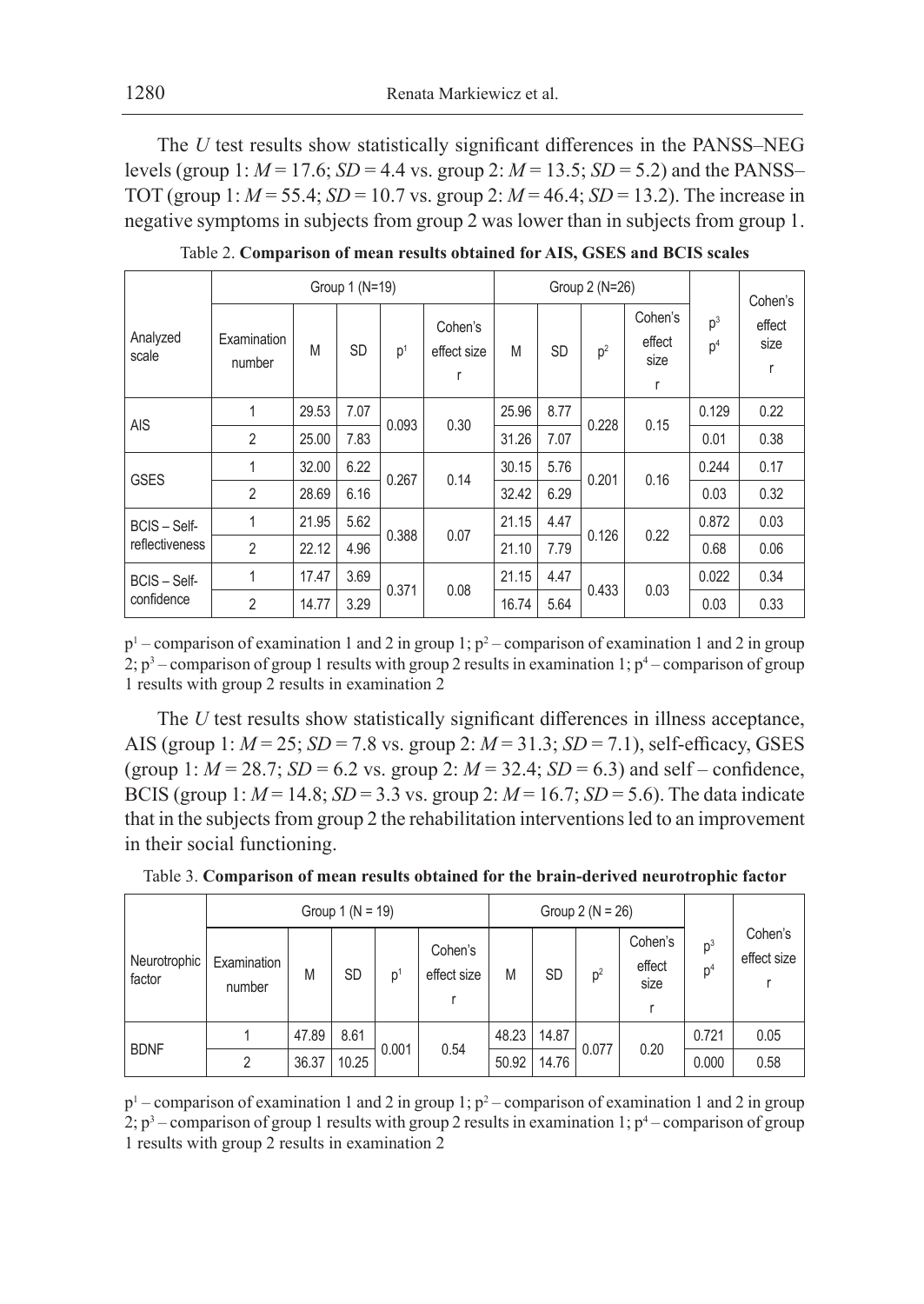The *U* test results show statistically significant differences in the PANSS–NEG levels (group 1: $M = 17.6$; $SD = 4.4$ vs. group 2: $M = 13.5$; $SD = 5.2$) and the PANSS–TOT (group 1: $M = 55.4$; $SD = 10.7$ vs. group 2: $M = 46.4$; $SD = 13.2$). The increase in negative symptoms in subjects from group 2 was lower than in subjects from group 1.

Table 2. **Comparison of mean results obtained for AIS, GSES and BCIS scales**

| Analyzed scale | Group 1 (N=19) | | | | | Group 2 (N=26) | | | | $p^3$ $p^4$ | Cohen's effect size r |
|---|---|---|---|---|---|---|---|---|---|---|---|
| | Examination number | M | SD | $p^1$ | Cohen's effect size r | M | SD | $p^2$ | Cohen's effect size r | | |
| AIS | 1 | 29.53 | 7.07 | 0.093 | 0.30 | 25.96 | 8.77 | 0.228 | 0.15 | 0.129 | 0.22 |
| | 2 | 25.00 | 7.83 | | | 31.26 | 7.07 | | | 0.01 | 0.38 |
| GSES | 1 | 32.00 | 6.22 | 0.267 | 0.14 | 30.15 | 5.76 | 0.201 | 0.16 | 0.244 | 0.17 |
| | 2 | 28.69 | 6.16 | | | 32.42 | 6.29 | | | 0.03 | 0.32 |
| BCIS – Self-reflectiveness | 1 | 21.95 | 5.62 | 0.388 | 0.07 | 21.15 | 4.47 | 0.126 | 0.22 | 0.872 | 0.03 |
| | 2 | 22.12 | 4.96 | | | 21.10 | 7.79 | | | 0.68 | 0.06 |
| BCIS – Self-confidence | 1 | 17.47 | 3.69 | 0.371 | 0.08 | 21.15 | 4.47 | 0.433 | 0.03 | 0.022 | 0.34 |
| | 2 | 14.77 | 3.29 | | | 16.74 | 5.64 | | | 0.03 | 0.33 |

$p^1$ – comparison of examination 1 and 2 in group 1; $p^2$ – comparison of examination 1 and 2 in group 2; $p^3$ – comparison of group 1 results with group 2 results in examination 1; $p^4$ – comparison of group 1 results with group 2 results in examination 2

The *U* test results show statistically significant differences in illness acceptance, AIS (group 1: $M = 25$; $SD = 7.8$ vs. group 2: $M = 31.3$; $SD = 7.1$), self-efficacy, GSES (group 1: $M = 28.7$; $SD = 6.2$ vs. group 2: $M = 32.4$; $SD = 6.3$) and self – confidence, BCIS (group 1: $M = 14.8$; $SD = 3.3$ vs. group 2: $M = 16.7$; $SD = 5.6$). The data indicate that in the subjects from group 2 the rehabilitation interventions led to an improvement in their social functioning.

Table 3. **Comparison of mean results obtained for the brain-derived neurotrophic factor**

| Neurotrophic factor | Group 1 (N = 19) | | | | | Group 2 (N = 26) | | | | $p^3$ $p^4$ | Cohen's effect size r |
|---|---|---|---|---|---|---|---|---|---|---|---|
| | Examination number | M | SD | $p^1$ | Cohen's effect size r | M | SD | $p^2$ | Cohen's effect size r | | |
| BDNF | 1 | 47.89 | 8.61 | 0.001 | 0.54 | 48.23 | 14.87 | 0.077 | 0.20 | 0.721 | 0.05 |
| | 2 | 36.37 | 10.25 | | | 50.92 | 14.76 | | | 0.000 | 0.58 |

$p^1$ – comparison of examination 1 and 2 in group 1; $p^2$ – comparison of examination 1 and 2 in group 2; $p^3$ – comparison of group 1 results with group 2 results in examination 1; $p^4$ – comparison of group 1 results with group 2 results in examination 2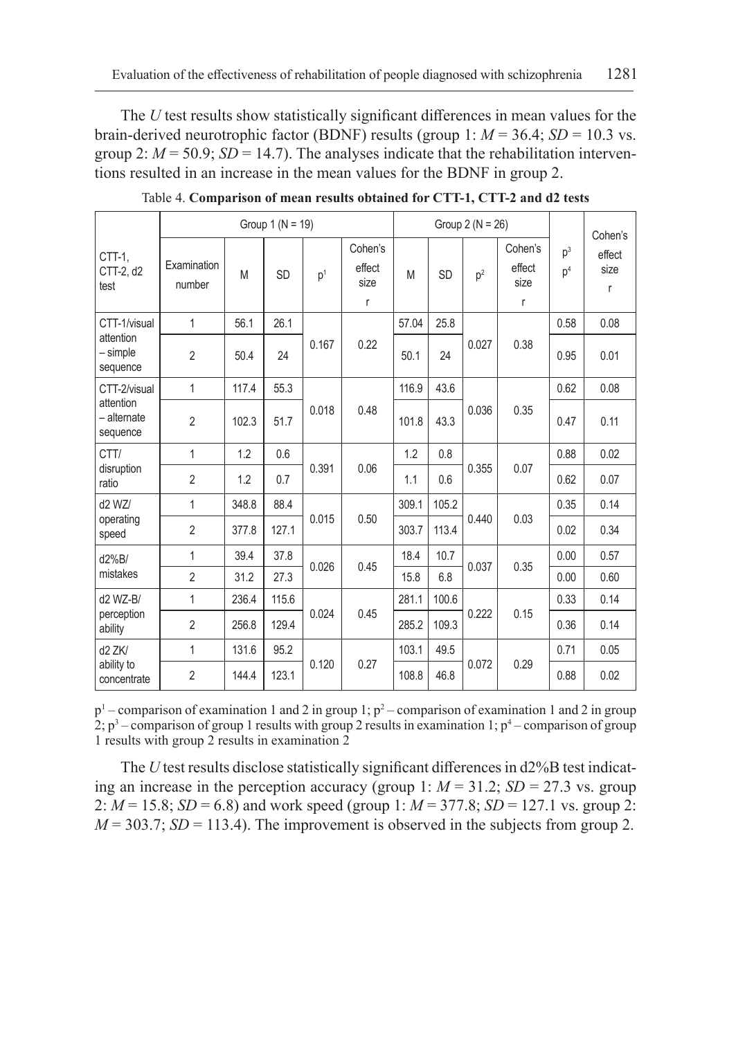The *U* test results show statistically significant differences in mean values for the brain-derived neurotrophic factor (BDNF) results (group 1: $M = 36.4$; $SD = 10.3$ vs. group 2: $M = 50.9$; $SD = 14.7$). The analyses indicate that the rehabilitation interventions resulted in an increase in the mean values for the BDNF in group 2.

Table 4. **Comparison of mean results obtained for CTT-1, CTT-2 and d2 tests**

| CTT-1, CTT-2, d2 test | Group 1 (N = 19) | | | | | Group 2 (N = 26) | | | | $p^3$ $p^4$ | Cohen's effect size r |
|---|---|---|---|---|---|---|---|---|---|---|---|
| | Examination number | M | SD | $p^1$ | Cohen's effect size r | M | SD | $p^2$ | Cohen's effect size r | | |
| CTT-1/visual attention – simple sequence | 1 | 56.1 | 26.1 | 0.167 | 0.22 | 57.04 | 25.8 | 0.027 | 0.38 | 0.58 | 0.08 |
| | 2 | 50.4 | 24 | | | 50.1 | 24 | | | 0.95 | 0.01 |
| CTT-2/visual attention – alternate sequence | 1 | 117.4 | 55.3 | 0.018 | 0.48 | 116.9 | 43.6 | 0.036 | 0.35 | 0.62 | 0.08 |
| | 2 | 102.3 | 51.7 | | | 101.8 | 43.3 | | | 0.47 | 0.11 |
| CTT/ disruption ratio | 1 | 1.2 | 0.6 | 0.391 | 0.06 | 1.2 | 0.8 | 0.355 | 0.07 | 0.88 | 0.02 |
| | 2 | 1.2 | 0.7 | | | 1.1 | 0.6 | | | 0.62 | 0.07 |
| d2 WZ/ operating speed | 1 | 348.8 | 88.4 | 0.015 | 0.50 | 309.1 | 105.2 | 0.440 | 0.03 | 0.35 | 0.14 |
| | 2 | 377.8 | 127.1 | | | 303.7 | 113.4 | | | 0.02 | 0.34 |
| d2%B/ mistakes | 1 | 39.4 | 37.8 | 0.026 | 0.45 | 18.4 | 10.7 | 0.037 | 0.35 | 0.00 | 0.57 |
| | 2 | 31.2 | 27.3 | | | 15.8 | 6.8 | | | 0.00 | 0.60 |
| d2 WZ-B/ perception ability | 1 | 236.4 | 115.6 | 0.024 | 0.45 | 281.1 | 100.6 | 0.222 | 0.15 | 0.33 | 0.14 |
| | 2 | 256.8 | 129.4 | | | 285.2 | 109.3 | | | 0.36 | 0.14 |
| d2 ZK/ ability to concentrate | 1 | 131.6 | 95.2 | 0.120 | 0.27 | 103.1 | 49.5 | 0.072 | 0.29 | 0.71 | 0.05 |
| | 2 | 144.4 | 123.1 | | | 108.8 | 46.8 | | | 0.88 | 0.02 |

$p^1$ – comparison of examination 1 and 2 in group 1; $p^2$ – comparison of examination 1 and 2 in group 2; $p^3$ – comparison of group 1 results with group 2 results in examination 1; $p^4$ – comparison of group 1 results with group 2 results in examination 2

The *U* test results disclose statistically significant differences in d2%B test indicating an increase in the perception accuracy (group 1: $M = 31.2$; $SD = 27.3$ vs. group 2: $M = 15.8$; $SD = 6.8$) and work speed (group 1: $M = 377.8$; $SD = 127.1$ vs. group 2: $M = 303.7$; $SD = 113.4$). The improvement is observed in the subjects from group 2.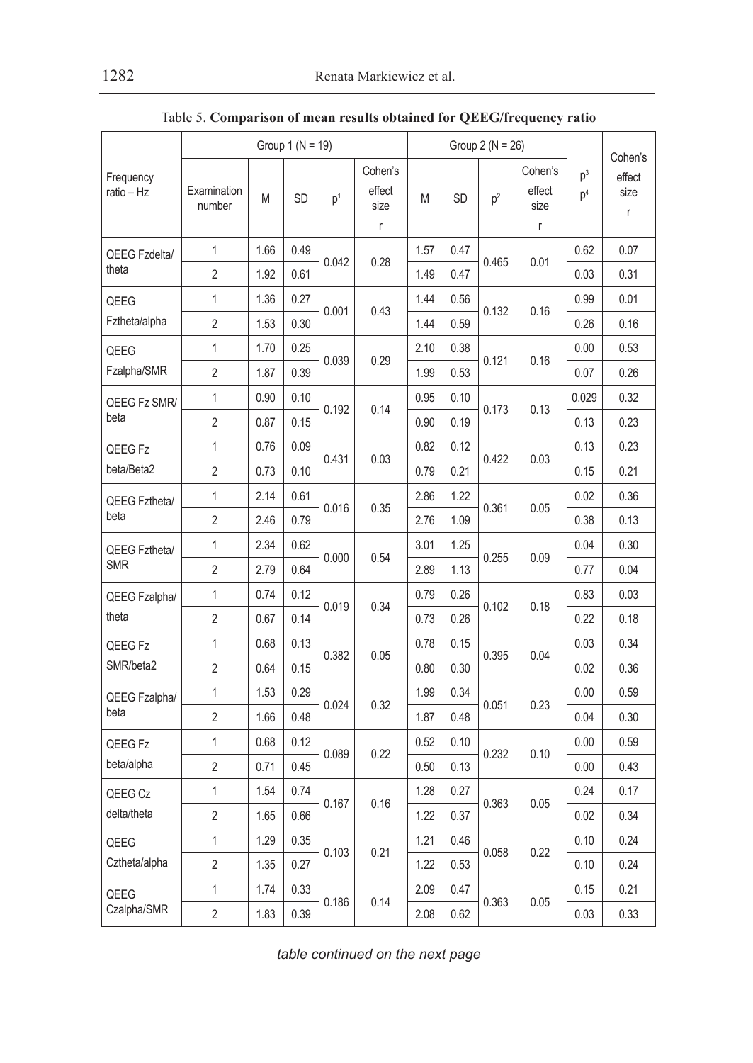Table 5. **Comparison of mean results obtained for QEEG/frequency ratio**

| Frequency ratio – Hz | Group 1 (N = 19) | | | | | Group 2 (N = 26) | | | | $p^3$ $p^4$ | Cohen's effect size r |
|---|---|---|---|---|---|---|---|---|---|---|---|
| | Examination number | M | SD | $p^1$ | Cohen's effect size r | M | SD | $p^2$ | Cohen's effect size r | | |
| QEEG Fzdelta/ theta | 1 | 1.66 | 0.49 | 0.042 | 0.28 | 1.57 | 0.47 | 0.465 | 0.01 | 0.62 | 0.07 |
| | 2 | 1.92 | 0.61 | | | 1.49 | 0.47 | | | 0.03 | 0.31 |
| QEEG Fztheta/alpha | 1 | 1.36 | 0.27 | 0.001 | 0.43 | 1.44 | 0.56 | 0.132 | 0.16 | 0.99 | 0.01 |
| | 2 | 1.53 | 0.30 | | | 1.44 | 0.59 | | | 0.26 | 0.16 |
| QEEG Fzalpha/SMR | 1 | 1.70 | 0.25 | 0.039 | 0.29 | 2.10 | 0.38 | 0.121 | 0.16 | 0.00 | 0.53 |
| | 2 | 1.87 | 0.39 | | | 1.99 | 0.53 | | | 0.07 | 0.26 |
| QEEG Fz SMR/ beta | 1 | 0.90 | 0.10 | 0.192 | 0.14 | 0.95 | 0.10 | 0.173 | 0.13 | 0.029 | 0.32 |
| | 2 | 0.87 | 0.15 | | | 0.90 | 0.19 | | | 0.13 | 0.23 |
| QEEG Fz beta/Beta2 | 1 | 0.76 | 0.09 | 0.431 | 0.03 | 0.82 | 0.12 | 0.422 | 0.03 | 0.13 | 0.23 |
| | 2 | 0.73 | 0.10 | | | 0.79 | 0.21 | | | 0.15 | 0.21 |
| QEEG Fztheta/ beta | 1 | 2.14 | 0.61 | 0.016 | 0.35 | 2.86 | 1.22 | 0.361 | 0.05 | 0.02 | 0.36 |
| | 2 | 2.46 | 0.79 | | | 2.76 | 1.09 | | | 0.38 | 0.13 |
| QEEG Fztheta/ SMR | 1 | 2.34 | 0.62 | 0.000 | 0.54 | 3.01 | 1.25 | 0.255 | 0.09 | 0.04 | 0.30 |
| | 2 | 2.79 | 0.64 | | | 2.89 | 1.13 | | | 0.77 | 0.04 |
| QEEG Fzalpha/ theta | 1 | 0.74 | 0.12 | 0.019 | 0.34 | 0.79 | 0.26 | 0.102 | 0.18 | 0.83 | 0.03 |
| | 2 | 0.67 | 0.14 | | | 0.73 | 0.26 | | | 0.22 | 0.18 |
| QEEG Fz SMR/beta2 | 1 | 0.68 | 0.13 | 0.382 | 0.05 | 0.78 | 0.15 | 0.395 | 0.04 | 0.03 | 0.34 |
| | 2 | 0.64 | 0.15 | | | 0.80 | 0.30 | | | 0.02 | 0.36 |
| QEEG Fzalpha/ beta | 1 | 1.53 | 0.29 | 0.024 | 0.32 | 1.99 | 0.34 | 0.051 | 0.23 | 0.00 | 0.59 |
| | 2 | 1.66 | 0.48 | | | 1.87 | 0.48 | | | 0.04 | 0.30 |
| QEEG Fz beta/alpha | 1 | 0.68 | 0.12 | 0.089 | 0.22 | 0.52 | 0.10 | 0.232 | 0.10 | 0.00 | 0.59 |
| | 2 | 0.71 | 0.45 | | | 0.50 | 0.13 | | | 0.00 | 0.43 |
| QEEG Cz delta/theta | 1 | 1.54 | 0.74 | 0.167 | 0.16 | 1.28 | 0.27 | 0.363 | 0.05 | 0.24 | 0.17 |
| | 2 | 1.65 | 0.66 | | | 1.22 | 0.37 | | | 0.02 | 0.34 |
| QEEG Cztheta/alpha | 1 | 1.29 | 0.35 | 0.103 | 0.21 | 1.21 | 0.46 | 0.058 | 0.22 | 0.10 | 0.24 |
| | 2 | 1.35 | 0.27 | | | 1.22 | 0.53 | | | 0.10 | 0.24 |
| QEEG Czalpha/SMR | 1 | 1.74 | 0.33 | 0.186 | 0.14 | 2.09 | 0.47 | 0.363 | 0.05 | 0.15 | 0.21 |
| | 2 | 1.83 | 0.39 | | | 2.08 | 0.62 | | | 0.03 | 0.33 |

*table continued on the next page*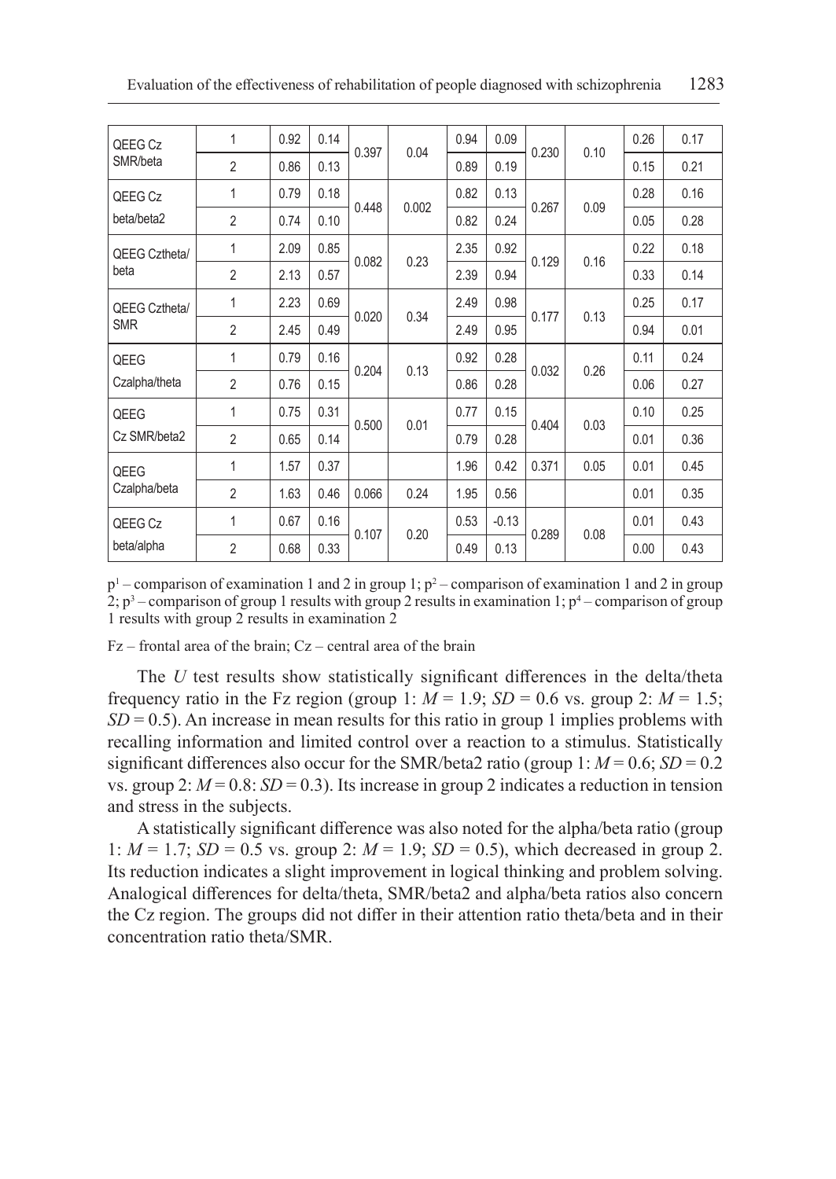| QEEG Cz SMR/beta | 1 | 0.92 | 0.14 | 0.397 | 0.04 | 0.94 | 0.09 | 0.230 | 0.10 | 0.26 | 0.17 |
|---|---|---|---|---|---|---|---|---|---|---|---|
| | 2 | 0.86 | 0.13 | | | 0.89 | 0.19 | | | 0.15 | 0.21 |
| QEEG Cz beta/beta2 | 1 | 0.79 | 0.18 | 0.448 | 0.002 | 0.82 | 0.13 | 0.267 | 0.09 | 0.28 | 0.16 |
| | 2 | 0.74 | 0.10 | | | 0.82 | 0.24 | | | 0.05 | 0.28 |
| QEEG Cztheta/ beta | 1 | 2.09 | 0.85 | 0.082 | 0.23 | 2.35 | 0.92 | 0.129 | 0.16 | 0.22 | 0.18 |
| | 2 | 2.13 | 0.57 | | | 2.39 | 0.94 | | | 0.33 | 0.14 |
| QEEG Cztheta/ SMR | 1 | 2.23 | 0.69 | 0.020 | 0.34 | 2.49 | 0.98 | 0.177 | 0.13 | 0.25 | 0.17 |
| | 2 | 2.45 | 0.49 | | | 2.49 | 0.95 | | | 0.94 | 0.01 |
| QEEG Czalpha/theta | 1 | 0.79 | 0.16 | 0.204 | 0.13 | 0.92 | 0.28 | 0.032 | 0.26 | 0.11 | 0.24 |
| | 2 | 0.76 | 0.15 | | | 0.86 | 0.28 | | | 0.06 | 0.27 |
| QEEG Cz SMR/beta2 | 1 | 0.75 | 0.31 | 0.500 | 0.01 | 0.77 | 0.15 | 0.404 | 0.03 | 0.10 | 0.25 |
| | 2 | 0.65 | 0.14 | | | 0.79 | 0.28 | | | 0.01 | 0.36 |
| QEEG Czalpha/beta | 1 | 1.57 | 0.37 | | | 1.96 | 0.42 | 0.371 | 0.05 | 0.01 | 0.45 |
| | 2 | 1.63 | 0.46 | 0.066 | 0.24 | 1.95 | 0.56 | | | 0.01 | 0.35 |
| QEEG Cz beta/alpha | 1 | 0.67 | 0.16 | 0.107 | 0.20 | 0.53 | -0.13 | 0.289 | 0.08 | 0.01 | 0.43 |
| | 2 | 0.68 | 0.33 | | | 0.49 | 0.13 | | | 0.00 | 0.43 |

$p^1$ – comparison of examination 1 and 2 in group 1; $p^2$ – comparison of examination 1 and 2 in group 2; $p^3$ – comparison of group 1 results with group 2 results in examination 1; $p^4$ – comparison of group 1 results with group 2 results in examination 2

Fz – frontal area of the brain; Cz – central area of the brain

The *U* test results show statistically significant differences in the delta/theta frequency ratio in the Fz region (group 1: $M = 1.9$; $SD = 0.6$ vs. group 2: $M = 1.5$; $SD = 0.5$). An increase in mean results for this ratio in group 1 implies problems with recalling information and limited control over a reaction to a stimulus. Statistically significant differences also occur for the SMR/beta2 ratio (group 1: $M = 0.6$; $SD = 0.2$ vs. group 2: $M = 0.8$: $SD = 0.3$). Its increase in group 2 indicates a reduction in tension and stress in the subjects.

A statistically significant difference was also noted for the alpha/beta ratio (group 1: $M = 1.7$; $SD = 0.5$ vs. group 2: $M = 1.9$; $SD = 0.5$), which decreased in group 2. Its reduction indicates a slight improvement in logical thinking and problem solving. Analogical differences for delta/theta, SMR/beta2 and alpha/beta ratios also concern the Cz region. The groups did not differ in their attention ratio theta/beta and in their concentration ratio theta/SMR.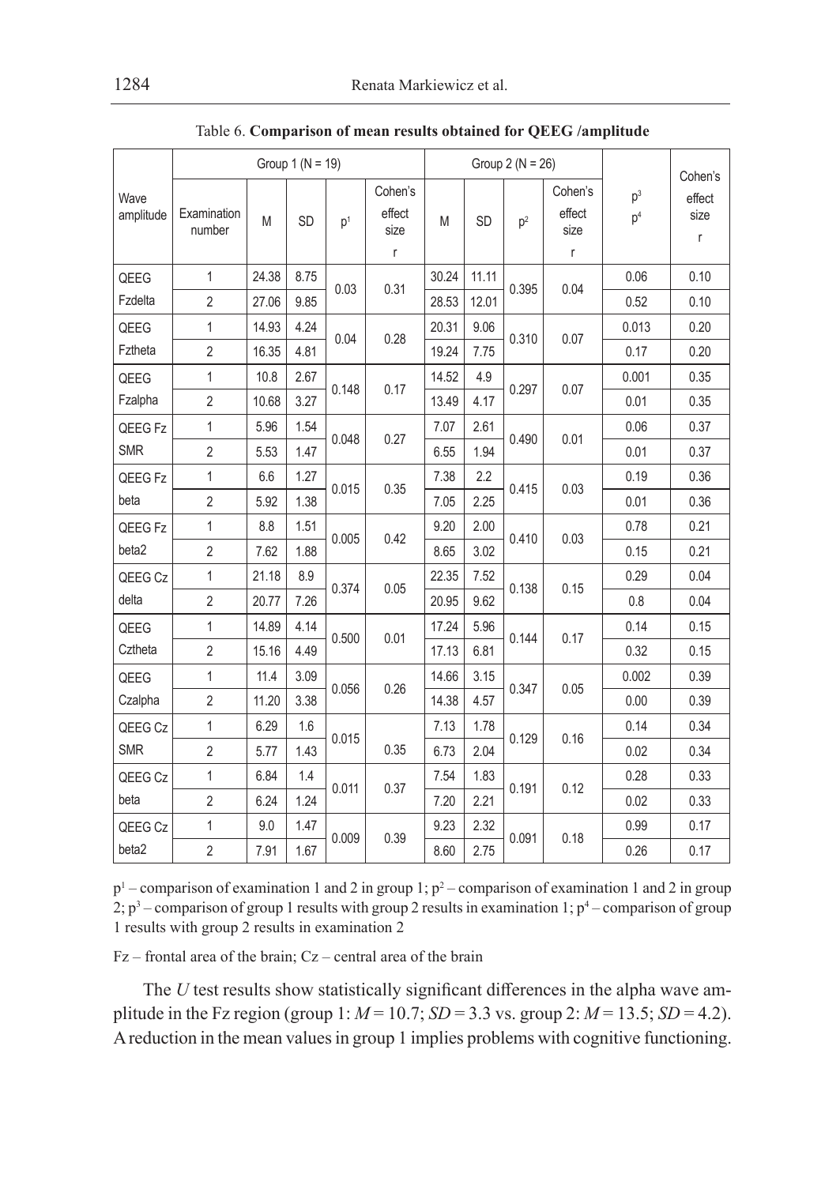Table 6. **Comparison of mean results obtained for QEEG /amplitude**

| Wave amplitude | Group 1 (N = 19) | | | | | Group 2 (N = 26) | | | | $p^3$ $p^4$ | Cohen's effect size r |
|---|---|---|---|---|---|---|---|---|---|---|---|
| | Examination number | M | SD | $p^1$ | Cohen's effect size r | M | SD | $p^2$ | Cohen's effect size r | | |
| QEEG Fzdelta | 1 | 24.38 | 8.75 | 0.03 | 0.31 | 30.24 | 11.11 | 0.395 | 0.04 | 0.06 | 0.10 |
| | 2 | 27.06 | 9.85 | | | 28.53 | 12.01 | | | 0.52 | 0.10 |
| QEEG Fztheta | 1 | 14.93 | 4.24 | 0.04 | 0.28 | 20.31 | 9.06 | 0.310 | 0.07 | 0.013 | 0.20 |
| | 2 | 16.35 | 4.81 | | | 19.24 | 7.75 | | | 0.17 | 0.20 |
| QEEG Fzalpha | 1 | 10.8 | 2.67 | 0.148 | 0.17 | 14.52 | 4.9 | 0.297 | 0.07 | 0.001 | 0.35 |
| | 2 | 10.68 | 3.27 | | | 13.49 | 4.17 | | | 0.01 | 0.35 |
| QEEG Fz SMR | 1 | 5.96 | 1.54 | 0.048 | 0.27 | 7.07 | 2.61 | 0.490 | 0.01 | 0.06 | 0.37 |
| | 2 | 5.53 | 1.47 | | | 6.55 | 1.94 | | | 0.01 | 0.37 |
| QEEG Fz beta | 1 | 6.6 | 1.27 | 0.015 | 0.35 | 7.38 | 2.2 | 0.415 | 0.03 | 0.19 | 0.36 |
| | 2 | 5.92 | 1.38 | | | 7.05 | 2.25 | | | 0.01 | 0.36 |
| QEEG Fz beta2 | 1 | 8.8 | 1.51 | 0.005 | 0.42 | 9.20 | 2.00 | 0.410 | 0.03 | 0.78 | 0.21 |
| | 2 | 7.62 | 1.88 | | | 8.65 | 3.02 | | | 0.15 | 0.21 |
| QEEG Cz delta | 1 | 21.18 | 8.9 | 0.374 | 0.05 | 22.35 | 7.52 | 0.138 | 0.15 | 0.29 | 0.04 |
| | 2 | 20.77 | 7.26 | | | 20.95 | 9.62 | | | 0.8 | 0.04 |
| QEEG Cztheta | 1 | 14.89 | 4.14 | 0.500 | 0.01 | 17.24 | 5.96 | 0.144 | 0.17 | 0.14 | 0.15 |
| | 2 | 15.16 | 4.49 | | | 17.13 | 6.81 | | | 0.32 | 0.15 |
| QEEG Czalpha | 1 | 11.4 | 3.09 | 0.056 | 0.26 | 14.66 | 3.15 | 0.347 | 0.05 | 0.002 | 0.39 |
| | 2 | 11.20 | 3.38 | | | 14.38 | 4.57 | | | 0.00 | 0.39 |
| QEEG Cz SMR | 1 | 6.29 | 1.6 | 0.015 | 0.35 | 7.13 | 1.78 | 0.129 | 0.16 | 0.14 | 0.34 |
| | 2 | 5.77 | 1.43 | | | 6.73 | 2.04 | | | 0.02 | 0.34 |
| QEEG Cz beta | 1 | 6.84 | 1.4 | 0.011 | 0.37 | 7.54 | 1.83 | 0.191 | 0.12 | 0.28 | 0.33 |
| | 2 | 6.24 | 1.24 | | | 7.20 | 2.21 | | | 0.02 | 0.33 |
| QEEG Cz beta2 | 1 | 9.0 | 1.47 | 0.009 | 0.39 | 9.23 | 2.32 | 0.091 | 0.18 | 0.99 | 0.17 |
| | 2 | 7.91 | 1.67 | | | 8.60 | 2.75 | | | 0.26 | 0.17 |

$p^1$ – comparison of examination 1 and 2 in group 1; $p^2$ – comparison of examination 1 and 2 in group 2; $p^3$ – comparison of group 1 results with group 2 results in examination 1; $p^4$ – comparison of group 1 results with group 2 results in examination 2

Fz – frontal area of the brain; Cz – central area of the brain

The *U* test results show statistically significant differences in the alpha wave amplitude in the Fz region (group 1: $M = 10.7$; $SD = 3.3$ vs. group 2: $M = 13.5$; $SD = 4.2$). A reduction in the mean values in group 1 implies problems with cognitive functioning.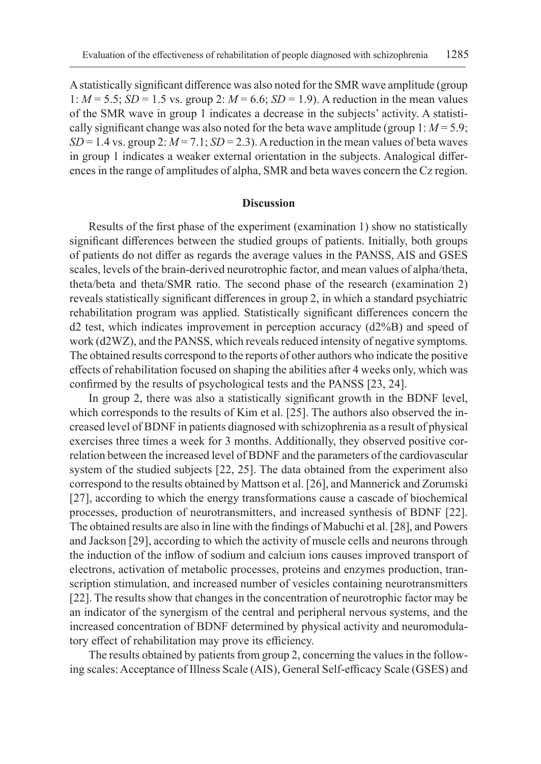A statistically significant difference was also noted for the SMR wave amplitude (group 1: $M = 5.5$; $SD = 1.5$ vs. group 2: $M = 6.6$; $SD = 1.9$). A reduction in the mean values of the SMR wave in group 1 indicates a decrease in the subjects' activity. A statistically significant change was also noted for the beta wave amplitude (group 1: $M = 5.9$; $SD = 1.4$ vs. group 2: $M = 7.1$; $SD = 2.3$). A reduction in the mean values of beta waves in group 1 indicates a weaker external orientation in the subjects. Analogical differences in the range of amplitudes of alpha, SMR and beta waves concern the Cz region.

## Discussion

Results of the first phase of the experiment (examination 1) show no statistically significant differences between the studied groups of patients. Initially, both groups of patients do not differ as regards the average values in the PANSS, AIS and GSES scales, levels of the brain-derived neurotrophic factor, and mean values of alpha/theta, theta/beta and theta/SMR ratio. The second phase of the research (examination 2) reveals statistically significant differences in group 2, in which a standard psychiatric rehabilitation program was applied. Statistically significant differences concern the d2 test, which indicates improvement in perception accuracy (d2%B) and speed of work (d2WZ), and the PANSS, which reveals reduced intensity of negative symptoms. The obtained results correspond to the reports of other authors who indicate the positive effects of rehabilitation focused on shaping the abilities after 4 weeks only, which was confirmed by the results of psychological tests and the PANSS [23, 24].

In group 2, there was also a statistically significant growth in the BDNF level, which corresponds to the results of Kim et al. [25]. The authors also observed the increased level of BDNF in patients diagnosed with schizophrenia as a result of physical exercises three times a week for 3 months. Additionally, they observed positive correlation between the increased level of BDNF and the parameters of the cardiovascular system of the studied subjects [22, 25]. The data obtained from the experiment also correspond to the results obtained by Mattson et al. [26], and Mannerick and Zorumski [27], according to which the energy transformations cause a cascade of biochemical processes, production of neurotransmitters, and increased synthesis of BDNF [22]. The obtained results are also in line with the findings of Mabuchi et al. [28], and Powers and Jackson [29], according to which the activity of muscle cells and neurons through the induction of the inflow of sodium and calcium ions causes improved transport of electrons, activation of metabolic processes, proteins and enzymes production, transcription stimulation, and increased number of vesicles containing neurotransmitters [22]. The results show that changes in the concentration of neurotrophic factor may be an indicator of the synergism of the central and peripheral nervous systems, and the increased concentration of BDNF determined by physical activity and neuromodulatory effect of rehabilitation may prove its efficiency.

The results obtained by patients from group 2, concerning the values in the following scales: Acceptance of Illness Scale (AIS), General Self-efficacy Scale (GSES) and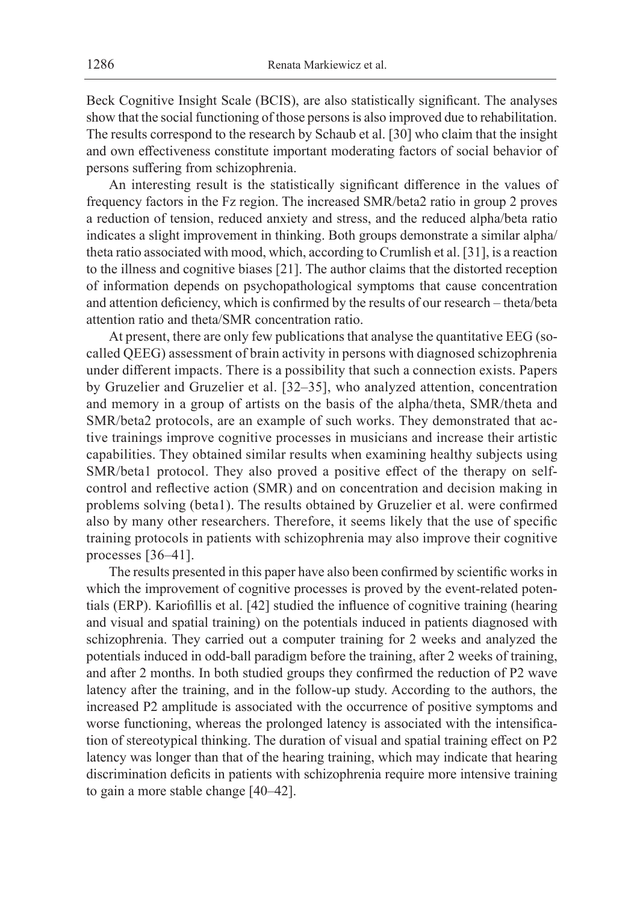Beck Cognitive Insight Scale (BCIS), are also statistically significant. The analyses show that the social functioning of those persons is also improved due to rehabilitation. The results correspond to the research by Schaub et al. [30] who claim that the insight and own effectiveness constitute important moderating factors of social behavior of persons suffering from schizophrenia.

An interesting result is the statistically significant difference in the values of frequency factors in the Fz region. The increased SMR/beta2 ratio in group 2 proves a reduction of tension, reduced anxiety and stress, and the reduced alpha/beta ratio indicates a slight improvement in thinking. Both groups demonstrate a similar alpha/theta ratio associated with mood, which, according to Crumlish et al. [31], is a reaction to the illness and cognitive biases [21]. The author claims that the distorted reception of information depends on psychopathological symptoms that cause concentration and attention deficiency, which is confirmed by the results of our research – theta/beta attention ratio and theta/SMR concentration ratio.

At present, there are only few publications that analyse the quantitative EEG (so-called QEEG) assessment of brain activity in persons with diagnosed schizophrenia under different impacts. There is a possibility that such a connection exists. Papers by Gruzelier and Gruzelier et al. [32–35], who analyzed attention, concentration and memory in a group of artists on the basis of the alpha/theta, SMR/theta and SMR/beta2 protocols, are an example of such works. They demonstrated that active trainings improve cognitive processes in musicians and increase their artistic capabilities. They obtained similar results when examining healthy subjects using SMR/beta1 protocol. They also proved a positive effect of the therapy on self-control and reflective action (SMR) and on concentration and decision making in problems solving (beta1). The results obtained by Gruzelier et al. were confirmed also by many other researchers. Therefore, it seems likely that the use of specific training protocols in patients with schizophrenia may also improve their cognitive processes [36–41].

The results presented in this paper have also been confirmed by scientific works in which the improvement of cognitive processes is proved by the event-related potentials (ERP). Kariofillis et al. [42] studied the influence of cognitive training (hearing and visual and spatial training) on the potentials induced in patients diagnosed with schizophrenia. They carried out a computer training for 2 weeks and analyzed the potentials induced in odd-ball paradigm before the training, after 2 weeks of training, and after 2 months. In both studied groups they confirmed the reduction of P2 wave latency after the training, and in the follow-up study. According to the authors, the increased P2 amplitude is associated with the occurrence of positive symptoms and worse functioning, whereas the prolonged latency is associated with the intensification of stereotypical thinking. The duration of visual and spatial training effect on P2 latency was longer than that of the hearing training, which may indicate that hearing discrimination deficits in patients with schizophrenia require more intensive training to gain a more stable change [40–42].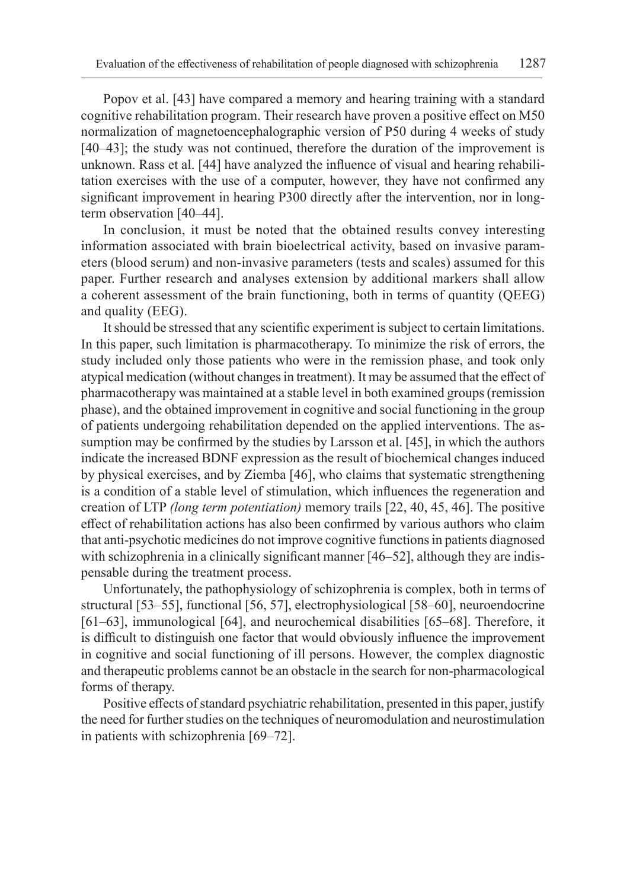Popov et al. [43] have compared a memory and hearing training with a standard cognitive rehabilitation program. Their research have proven a positive effect on M50 normalization of magnetoencephalographic version of P50 during 4 weeks of study [40–43]; the study was not continued, therefore the duration of the improvement is unknown. Rass et al. [44] have analyzed the influence of visual and hearing rehabilitation exercises with the use of a computer, however, they have not confirmed any significant improvement in hearing P300 directly after the intervention, nor in long-term observation [40–44].

In conclusion, it must be noted that the obtained results convey interesting information associated with brain bioelectrical activity, based on invasive parameters (blood serum) and non-invasive parameters (tests and scales) assumed for this paper. Further research and analyses extension by additional markers shall allow a coherent assessment of the brain functioning, both in terms of quantity (QEEG) and quality (EEG).

It should be stressed that any scientific experiment is subject to certain limitations. In this paper, such limitation is pharmacotherapy. To minimize the risk of errors, the study included only those patients who were in the remission phase, and took only atypical medication (without changes in treatment). It may be assumed that the effect of pharmacotherapy was maintained at a stable level in both examined groups (remission phase), and the obtained improvement in cognitive and social functioning in the group of patients undergoing rehabilitation depended on the applied interventions. The assumption may be confirmed by the studies by Larsson et al. [45], in which the authors indicate the increased BDNF expression as the result of biochemical changes induced by physical exercises, and by Ziemba [46], who claims that systematic strengthening is a condition of a stable level of stimulation, which influences the regeneration and creation of LTP *(long term potentiation)* memory trails [22, 40, 45, 46]. The positive effect of rehabilitation actions has also been confirmed by various authors who claim that anti-psychotic medicines do not improve cognitive functions in patients diagnosed with schizophrenia in a clinically significant manner [46–52], although they are indispensable during the treatment process.

Unfortunately, the pathophysiology of schizophrenia is complex, both in terms of structural [53–55], functional [56, 57], electrophysiological [58–60], neuroendocrine [61–63], immunological [64], and neurochemical disabilities [65–68]. Therefore, it is difficult to distinguish one factor that would obviously influence the improvement in cognitive and social functioning of ill persons. However, the complex diagnostic and therapeutic problems cannot be an obstacle in the search for non-pharmacological forms of therapy.

Positive effects of standard psychiatric rehabilitation, presented in this paper, justify the need for further studies on the techniques of neuromodulation and neurostimulation in patients with schizophrenia [69–72].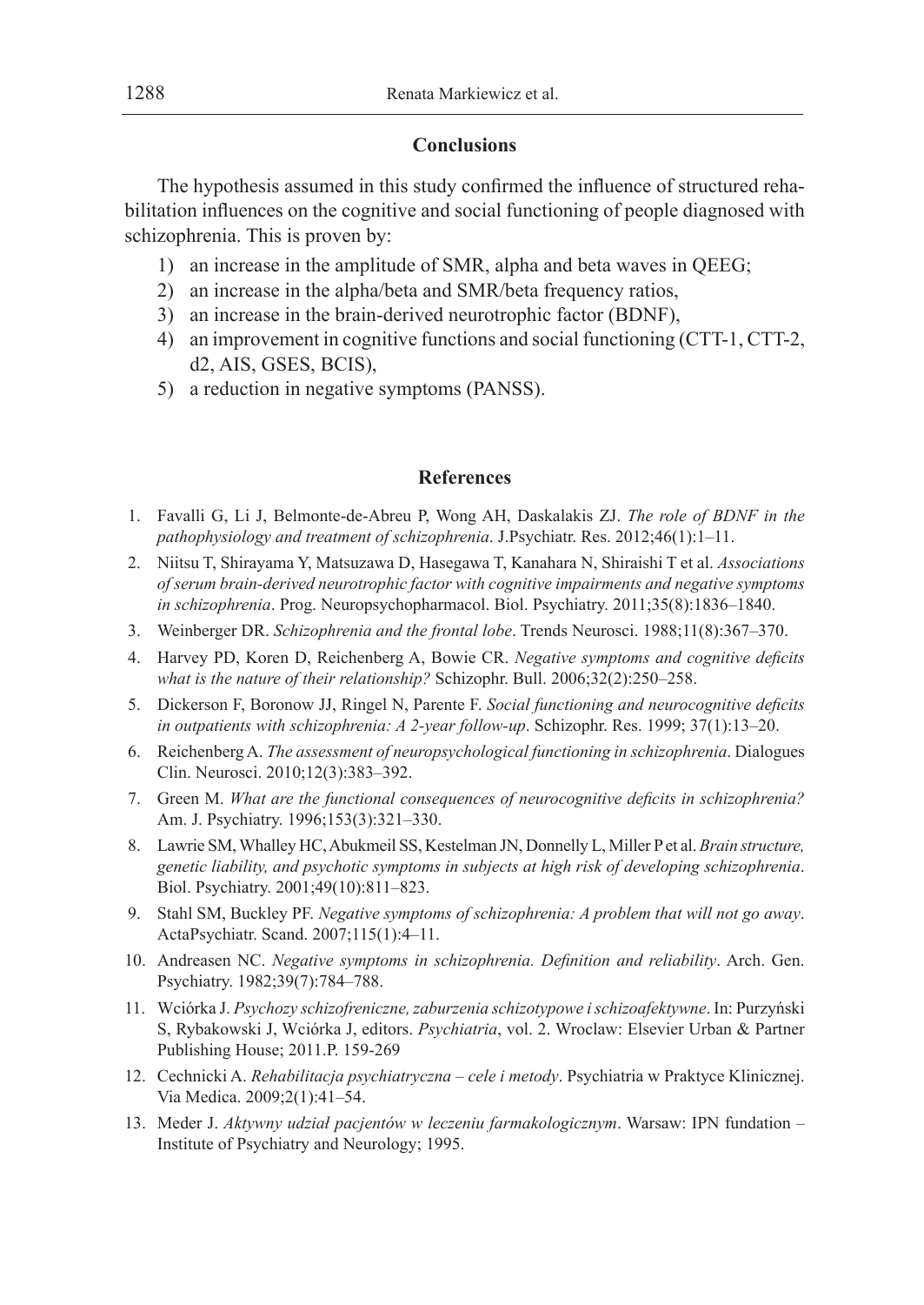## Conclusions

The hypothesis assumed in this study confirmed the influence of structured rehabilitation influences on the cognitive and social functioning of people diagnosed with schizophrenia. This is proven by:

1) an increase in the amplitude of SMR, alpha and beta waves in QEEG;
2) an increase in the alpha/beta and SMR/beta frequency ratios,
3) an increase in the brain-derived neurotrophic factor (BDNF),
4) an improvement in cognitive functions and social functioning (CTT-1, CTT-2, d2, AIS, GSES, BCIS),
5) a reduction in negative symptoms (PANSS).

## References

1. Favalli G, Li J, Belmonte-de-Abreu P, Wong AH, Daskalakis ZJ. *The role of BDNF in the pathophysiology and treatment of schizophrenia*. J.Psychiatr. Res. 2012;46(1):1–11.
2. Niitsu T, Shirayama Y, Matsuzawa D, Hasegawa T, Kanahara N, Shiraishi T et al. *Associations of serum brain-derived neurotrophic factor with cognitive impairments and negative symptoms in schizophrenia*. Prog. Neuropsychopharmacol. Biol. Psychiatry. 2011;35(8):1836–1840.
3. Weinberger DR. *Schizophrenia and the frontal lobe*. Trends Neurosci. 1988;11(8):367–370.
4. Harvey PD, Koren D, Reichenberg A, Bowie CR. *Negative symptoms and cognitive deficits what is the nature of their relationship?* Schizophr. Bull. 2006;32(2):250–258.
5. Dickerson F, Boronow JJ, Ringel N, Parente F. *Social functioning and neurocognitive deficits in outpatients with schizophrenia: A 2-year follow-up*. Schizophr. Res. 1999; 37(1):13–20.
6. Reichenberg A. *The assessment of neuropsychological functioning in schizophrenia*. Dialogues Clin. Neurosci. 2010;12(3):383–392.
7. Green M. *What are the functional consequences of neurocognitive deficits in schizophrenia?* Am. J. Psychiatry. 1996;153(3):321–330.
8. Lawrie SM, Whalley HC, Abukmeil SS, Kestelman JN, Donnelly L, Miller P et al. *Brain structure, genetic liability, and psychotic symptoms in subjects at high risk of developing schizophrenia*. Biol. Psychiatry. 2001;49(10):811–823.
9. Stahl SM, Buckley PF. *Negative symptoms of schizophrenia: A problem that will not go away*. ActaPsychiatr. Scand. 2007;115(1):4–11.
10. Andreasen NC. *Negative symptoms in schizophrenia. Definition and reliability*. Arch. Gen. Psychiatry. 1982;39(7):784–788.
11. Wciórka J. *Psychozy schizofreniczne, zaburzenia schizotypowe i schizoafektywne*. In: Purzyński S, Rybakowski J, Wciórka J, editors. *Psychiatria*, vol. 2. Wroclaw: Elsevier Urban & Partner Publishing House; 2011.P. 159-269
12. Cechnicki A. *Rehabilitacja psychiatryczna – cele i metody*. Psychiatria w Praktyce Klinicznej. Via Medica. 2009;2(1):41–54.
13. Meder J. *Aktywny udział pacjentów w leczeniu farmakologicznym*. Warsaw: IPN fundation – Institute of Psychiatry and Neurology; 1995.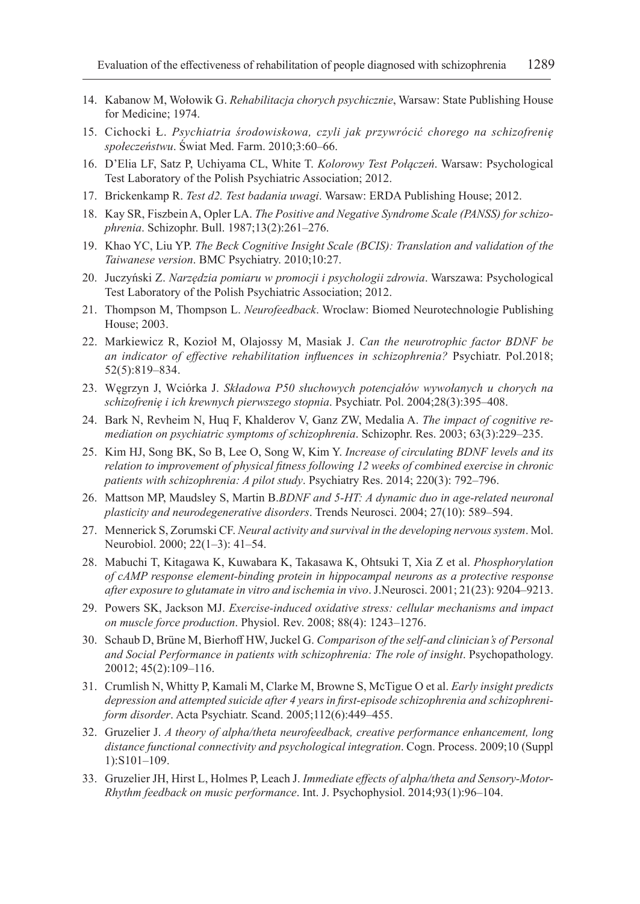14. Kabanow M, Wołowik G. *Rehabilitacja chorych psychicznie*, Warsaw: State Publishing House for Medicine; 1974.
15. Cichocki Ł. *Psychiatria środowiskowa, czyli jak przywrócić chorego na schizofrenię społeczeństwu*. Świat Med. Farm. 2010;3:60–66.
16. D'Elia LF, Satz P, Uchiyama CL, White T. *Kolorowy Test Połączeń*. Warsaw: Psychological Test Laboratory of the Polish Psychiatric Association; 2012.
17. Brickenkamp R. *Test d2. Test badania uwagi*. Warsaw: ERDA Publishing House; 2012.
18. Kay SR, Fiszbein A, Opler LA. *The Positive and Negative Syndrome Scale (PANSS) for schizophrenia*. Schizophr. Bull. 1987;13(2):261–276.
19. Khao YC, Liu YP. *The Beck Cognitive Insight Scale (BCIS): Translation and validation of the Taiwanese version*. BMC Psychiatry. 2010;10:27.
20. Juczyński Z. *Narzędzia pomiaru w promocji i psychologii zdrowia*. Warszawa: Psychological Test Laboratory of the Polish Psychiatric Association; 2012.
21. Thompson M, Thompson L. *Neurofeedback*. Wroclaw: Biomed Neurotechnologie Publishing House; 2003.
22. Markiewicz R, Kozioł M, Olajossy M, Masiak J. *Can the neurotrophic factor BDNF be an indicator of effective rehabilitation influences in schizophrenia?* Psychiatr. Pol.2018; 52(5):819–834.
23. Węgrzyn J, Wciórka J. *Składowa P50 słuchowych potencjałów wywołanych u chorych na schizofrenię i ich krewnych pierwszego stopnia*. Psychiatr. Pol. 2004;28(3):395–408.
24. Bark N, Revheim N, Huq F, Khalderov V, Ganz ZW, Medalia A. *The impact of cognitive remediation on psychiatric symptoms of schizophrenia*. Schizophr. Res. 2003; 63(3):229–235.
25. Kim HJ, Song BK, So B, Lee O, Song W, Kim Y. *Increase of circulating BDNF levels and its relation to improvement of physical fitness following 12 weeks of combined exercise in chronic patients with schizophrenia: A pilot study*. Psychiatry Res. 2014; 220(3): 792–796.
26. Mattson MP, Maudsley S, Martin B.*BDNF and 5-HT: A dynamic duo in age-related neuronal plasticity and neurodegenerative disorders*. Trends Neurosci. 2004; 27(10): 589–594.
27. Mennerick S, Zorumski CF. *Neural activity and survival in the developing nervous system*. Mol. Neurobiol. 2000; 22(1–3): 41–54.
28. Mabuchi T, Kitagawa K, Kuwabara K, Takasawa K, Ohtsuki T, Xia Z et al. *Phosphorylation of cAMP response element-binding protein in hippocampal neurons as a protective response after exposure to glutamate in vitro and ischemia in vivo*. J.Neurosci. 2001; 21(23): 9204–9213.
29. Powers SK, Jackson MJ. *Exercise-induced oxidative stress: cellular mechanisms and impact on muscle force production*. Physiol. Rev. 2008; 88(4): 1243–1276.
30. Schaub D, Brüne M, Bierhoff HW, Juckel G. *Comparison of the self-and clinician's of Personal and Social Performance in patients with schizophrenia: The role of insight*. Psychopathology. 20012; 45(2):109–116.
31. Crumlish N, Whitty P, Kamali M, Clarke M, Browne S, McTigue O et al. *Early insight predicts depression and attempted suicide after 4 years in first-episode schizophrenia and schizophreniform disorder*. Acta Psychiatr. Scand. 2005;112(6):449–455.
32. Gruzelier J. *A theory of alpha/theta neurofeedback, creative performance enhancement, long distance functional connectivity and psychological integration*. Cogn. Process. 2009;10 (Suppl 1):S101–109.
33. Gruzelier JH, Hirst L, Holmes P, Leach J. *Immediate effects of alpha/theta and Sensory-Motor-Rhythm feedback on music performance*. Int. J. Psychophysiol. 2014;93(1):96–104.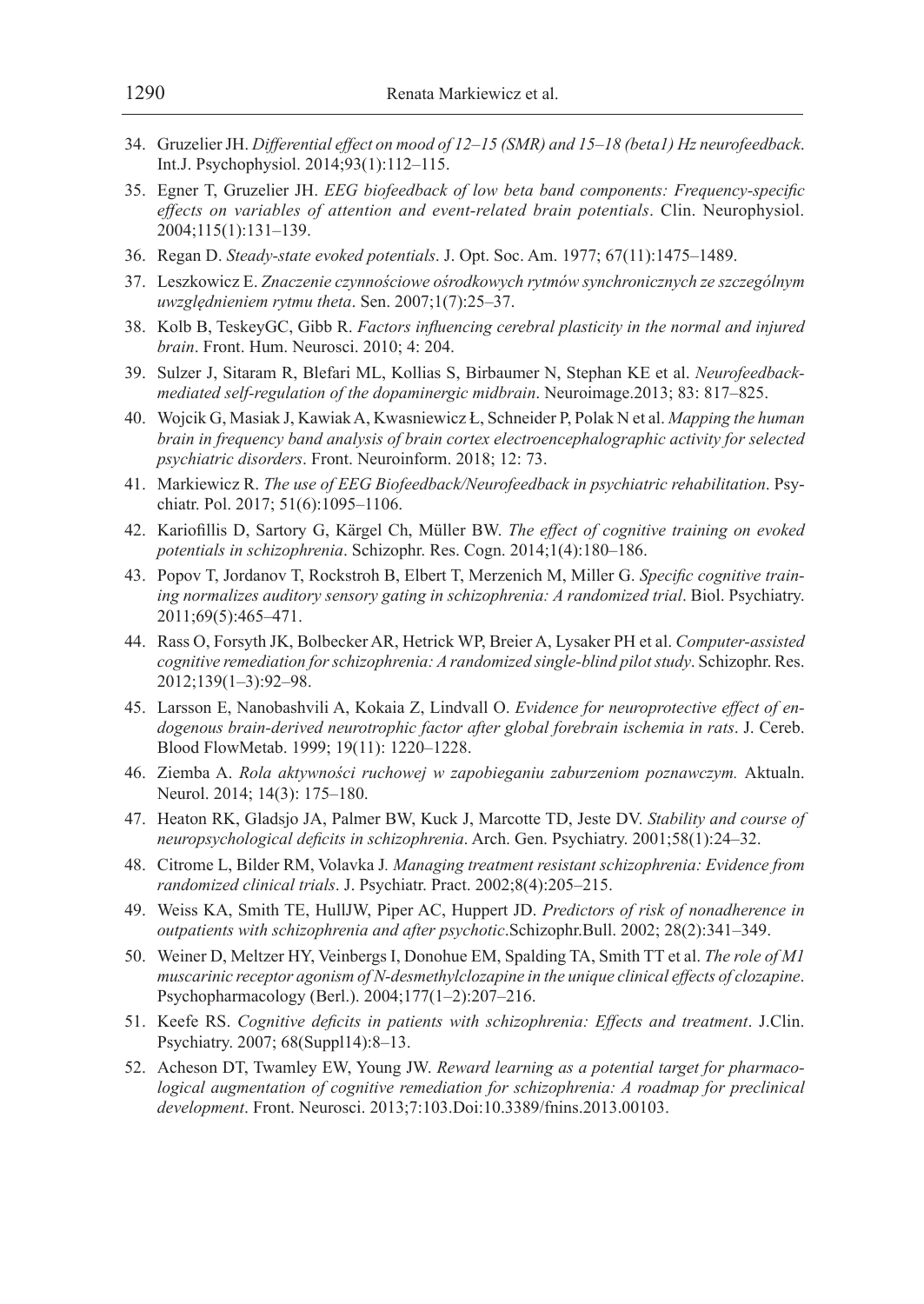34. Gruzelier JH. *Differential effect on mood of 12–15 (SMR) and 15–18 (beta1) Hz neurofeedback*. Int.J. Psychophysiol. 2014;93(1):112–115.
35. Egner T, Gruzelier JH. *EEG biofeedback of low beta band components: Frequency-specific effects on variables of attention and event-related brain potentials*. Clin. Neurophysiol. 2004;115(1):131–139.
36. Regan D. *Steady-state evoked potentials*. J. Opt. Soc. Am. 1977; 67(11):1475–1489.
37. Leszkowicz E. *Znaczenie czynnościowe ośrodkowych rytmów synchronicznych ze szczególnym uwzględnieniem rytmu theta*. Sen. 2007;1(7):25–37.
38. Kolb B, TeskeyGC, Gibb R. *Factors influencing cerebral plasticity in the normal and injured brain*. Front. Hum. Neurosci. 2010; 4: 204.
39. Sulzer J, Sitaram R, Blefari ML, Kollias S, Birbaumer N, Stephan KE et al. *Neurofeedback-mediated self-regulation of the dopaminergic midbrain*. Neuroimage.2013; 83: 817–825.
40. Wojcik G, Masiak J, Kawiak A, Kwasniewicz Ł, Schneider P, Polak N et al. *Mapping the human brain in frequency band analysis of brain cortex electroencephalographic activity for selected psychiatric disorders*. Front. Neuroinform. 2018; 12: 73.
41. Markiewicz R. *The use of EEG Biofeedback/Neurofeedback in psychiatric rehabilitation*. Psychiatr. Pol. 2017; 51(6):1095–1106.
42. Kariofillis D, Sartory G, Kärgel Ch, Müller BW. *The effect of cognitive training on evoked potentials in schizophrenia*. Schizophr. Res. Cogn. 2014;1(4):180–186.
43. Popov T, Jordanov T, Rockstroh B, Elbert T, Merzenich M, Miller G. *Specific cognitive training normalizes auditory sensory gating in schizophrenia: A randomized trial*. Biol. Psychiatry. 2011;69(5):465–471.
44. Rass O, Forsyth JK, Bolbecker AR, Hetrick WP, Breier A, Lysaker PH et al. *Computer-assisted cognitive remediation for schizophrenia: A randomized single-blind pilot study*. Schizophr. Res. 2012;139(1–3):92–98.
45. Larsson E, Nanobashvili A, Kokaia Z, Lindvall O. *Evidence for neuroprotective effect of endogenous brain-derived neurotrophic factor after global forebrain ischemia in rats*. J. Cereb. Blood FlowMetab. 1999; 19(11): 1220–1228.
46. Ziemba A. *Rola aktywności ruchowej w zapobieganiu zaburzeniom poznawczym.* Aktualn. Neurol. 2014; 14(3): 175–180.
47. Heaton RK, Gladsjo JA, Palmer BW, Kuck J, Marcotte TD, Jeste DV. *Stability and course of neuropsychological deficits in schizophrenia*. Arch. Gen. Psychiatry. 2001;58(1):24–32.
48. Citrome L, Bilder RM, Volavka J*. Managing treatment resistant schizophrenia: Evidence from randomized clinical trials*. J. Psychiatr. Pract. 2002;8(4):205–215.
49. Weiss KA, Smith TE, HullJW, Piper AC, Huppert JD. *Predictors of risk of nonadherence in outpatients with schizophrenia and after psychotic*.Schizophr.Bull. 2002; 28(2):341–349.
50. Weiner D, Meltzer HY, Veinbergs I, Donohue EM, Spalding TA, Smith TT et al. *The role of M1 muscarinic receptor agonism of N-desmethylclozapine in the unique clinical effects of clozapine*. Psychopharmacology (Berl.). 2004;177(1–2):207–216.
51. Keefe RS. *Cognitive deficits in patients with schizophrenia: Effects and treatment*. J.Clin. Psychiatry. 2007; 68(Suppl14):8–13.
52. Acheson DT, Twamley EW, Young JW. *Reward learning as a potential target for pharmacological augmentation of cognitive remediation for schizophrenia: A roadmap for preclinical development*. Front. Neurosci. 2013;7:103.Doi:10.3389/fnins.2013.00103.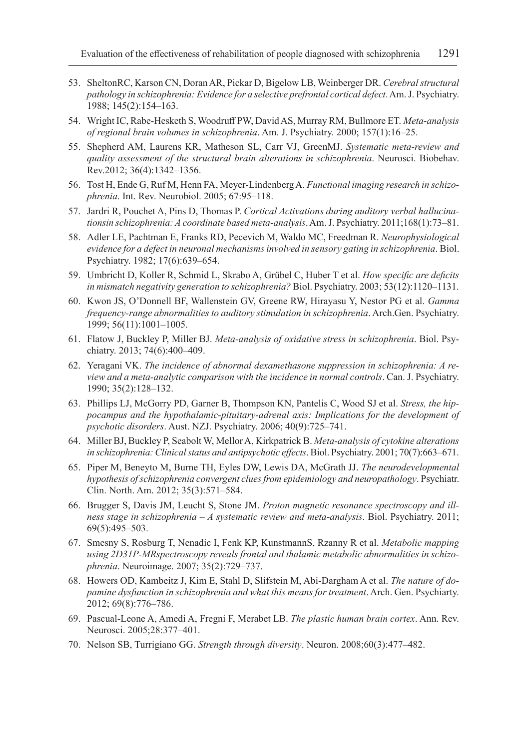53. SheltonRC, Karson CN, Doran AR, Pickar D, Bigelow LB, Weinberger DR. *Cerebral structural pathology in schizophrenia: Evidence for a selective prefrontal cortical defect*. Am. J. Psychiatry. 1988; 145(2):154–163.
54. Wright IC, Rabe-Hesketh S, Woodruff PW, David AS, Murray RM, Bullmore ET. *Meta-analysis of regional brain volumes in schizophrenia*. Am. J. Psychiatry. 2000; 157(1):16–25.
55. Shepherd AM, Laurens KR, Matheson SL, Carr VJ, GreenMJ. *Systematic meta-review and quality assessment of the structural brain alterations in schizophrenia*. Neurosci. Biobehav. Rev.2012; 36(4):1342–1356.
56. Tost H, Ende G, Ruf M, Henn FA, Meyer-Lindenberg A. *Functional imaging research in schizophrenia*. Int. Rev. Neurobiol. 2005; 67:95–118.
57. Jardri R, Pouchet A, Pins D, Thomas P. *Cortical Activations during auditory verbal hallucinationsin schizophrenia: A coordinate based meta-analysis*. Am. J. Psychiatry. 2011;168(1):73–81.
58. Adler LE, Pachtman E, Franks RD, Pecevich M, Waldo MC, Freedman R. *Neurophysiological evidence for a defect in neuronal mechanisms involved in sensory gating in schizophrenia*. Biol. Psychiatry. 1982; 17(6):639–654.
59. Umbricht D, Koller R, Schmid L, Skrabo A, Grübel C, Huber T et al. *How specific are deficits in mismatch negativity generation to schizophrenia?* Biol. Psychiatry. 2003; 53(12):1120–1131.
60. Kwon JS, O'Donnell BF, Wallenstein GV, Greene RW, Hirayasu Y, Nestor PG et al. *Gamma frequency-range abnormalities to auditory stimulation in schizophrenia*. Arch.Gen. Psychiatry. 1999; 56(11):1001–1005.
61. Flatow J, Buckley P, Miller BJ. *Meta-analysis of oxidative stress in schizophrenia*. Biol. Psychiatry. 2013; 74(6):400–409.
62. Yeragani VK. *The incidence of abnormal dexamethasone suppression in schizophrenia: A review and a meta-analytic comparison with the incidence in normal controls*. Can. J. Psychiatry. 1990; 35(2):128–132.
63. Phillips LJ, McGorry PD, Garner B, Thompson KN, Pantelis C, Wood SJ et al. *Stress, the hippocampus and the hypothalamic-pituitary-adrenal axis: Implications for the development of psychotic disorders*. Aust. NZJ. Psychiatry. 2006; 40(9):725–741.
64. Miller BJ, Buckley P, Seabolt W, Mellor A, Kirkpatrick B. *Meta-analysis of cytokine alterations in schizophrenia: Clinical status and antipsychotic effects*. Biol. Psychiatry. 2001; 70(7):663–671.
65. Piper M, Beneyto M, Burne TH, Eyles DW, Lewis DA, McGrath JJ. *The neurodevelopmental hypothesis of schizophrenia convergent clues from epidemiology and neuropathology*. Psychiatr. Clin. North. Am. 2012; 35(3):571–584.
66. Brugger S, Davis JM, Leucht S, Stone JM. *Proton magnetic resonance spectroscopy and illness stage in schizophrenia – A systematic review and meta-analysis*. Biol. Psychiatry. 2011; 69(5):495–503.
67. Smesny S, Rosburg T, Nenadic I, Fenk KP, KunstmannS, Rzanny R et al. *Metabolic mapping using 2D31P-MRspectroscopy reveals frontal and thalamic metabolic abnormalities in schizophrenia*. Neuroimage. 2007; 35(2):729–737.
68. Howers OD, Kambeitz J, Kim E, Stahl D, Slifstein M, Abi-Dargham A et al. *The nature of dopamine dysfunction in schizophrenia and what this means for treatment*. Arch. Gen. Psychiarty. 2012; 69(8):776–786.
69. Pascual-Leone A, Amedi A, Fregni F, Merabet LB. *The plastic human brain cortex*. Ann. Rev. Neurosci. 2005;28:377–401.
70. Nelson SB, Turrigiano GG. *Strength through diversity*. Neuron. 2008;60(3):477–482.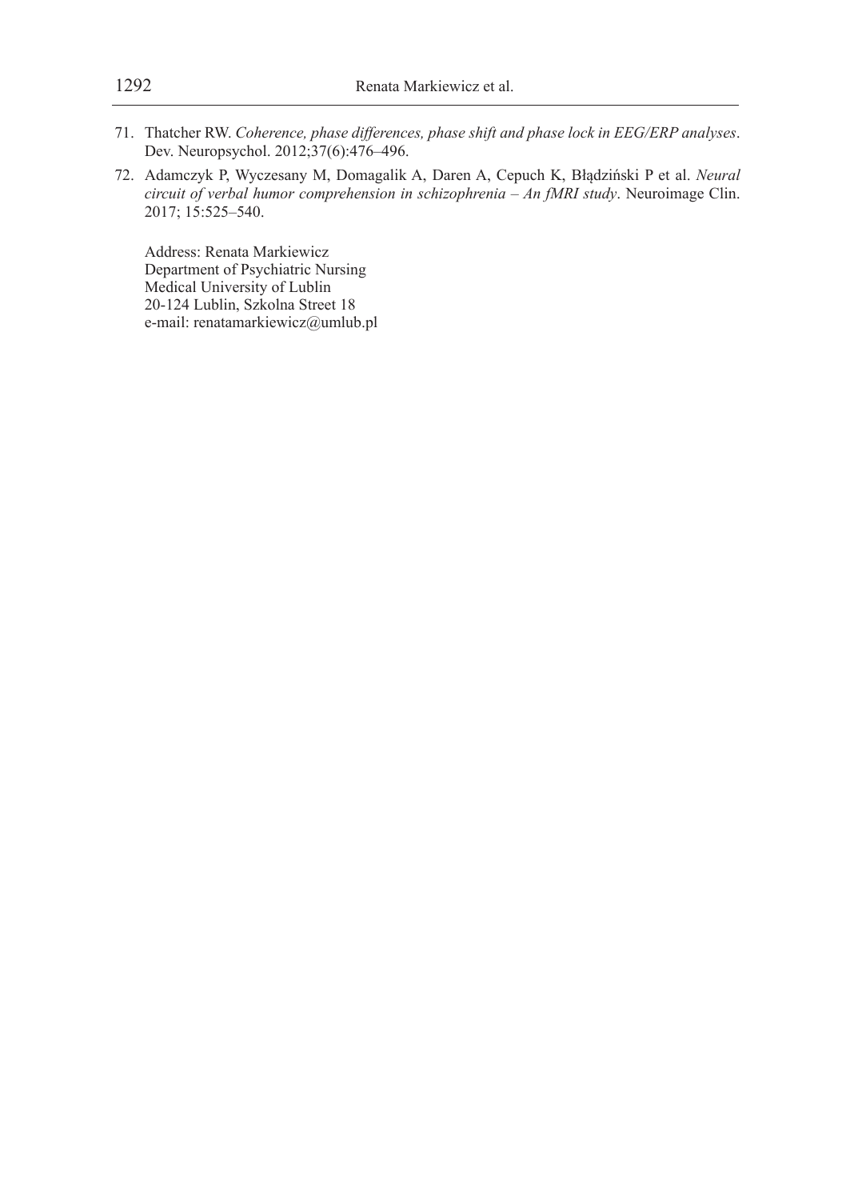71. Thatcher RW. *Coherence, phase differences, phase shift and phase lock in EEG/ERP analyses*. Dev. Neuropsychol. 2012;37(6):476–496.
72. Adamczyk P, Wyczesany M, Domagalik A, Daren A, Cepuch K, Błądziński P et al. *Neural circuit of verbal humor comprehension in schizophrenia – An fMRI study*. Neuroimage Clin. 2017; 15:525–540.

Address: Renata Markiewicz
Department of Psychiatric Nursing
Medical University of Lublin
20-124 Lublin, Szkolna Street 18
e-mail: renatamarkiewicz@umlub.pl